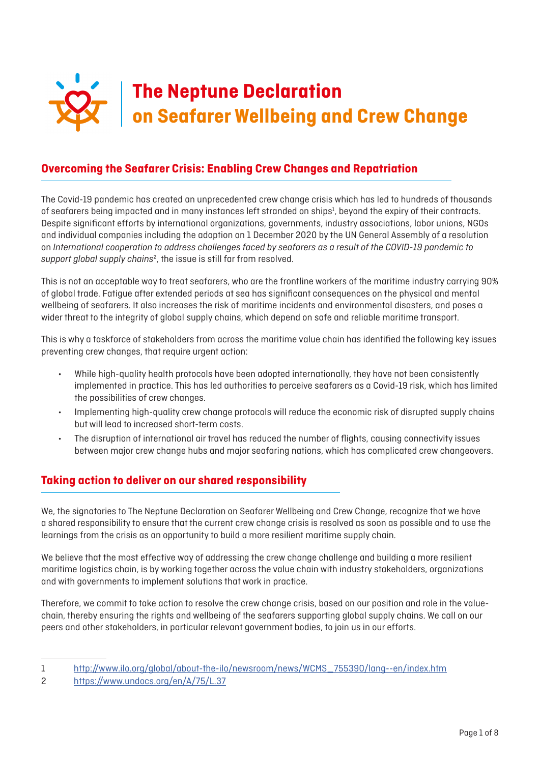# The Neptune Declaration on Seafarer Wellbeing and Crew Change

## Overcoming the Seafarer Crisis: Enabling Crew Changes and Repatriation

The Covid-19 pandemic has created an unprecedented crew change crisis which has led to hundreds of thousands of seafarers being impacted and in many instances left stranded on ships[1], beyond the expiry of their contracts. Despite significant efforts by international organizations, governments, industry associations, labor unions, NGOs and individual companies including the adoption on 1 December 2020 by the UN General Assembly of a resolution on *International cooperation to address challenges faced by seafarers as a result of the COVID-19 pandemic to support global supply chains*[2], the issue is still far from resolved.

This is not an acceptable way to treat seafarers, who are the frontline workers of the maritime industry carrying 90% of global trade. Fatigue after extended periods at sea has significant consequences on the physical and mental wellbeing of seafarers. It also increases the risk of maritime incidents and environmental disasters, and poses a wider threat to the integrity of global supply chains, which depend on safe and reliable maritime transport.

This is why a taskforce of stakeholders from across the maritime value chain has identified the following key issues preventing crew changes, that require urgent action:

- While high-quality health protocols have been adopted internationally, they have not been consistently implemented in practice. This has led authorities to perceive seafarers as a Covid-19 risk, which has limited the possibilities of crew changes.
- Implementing high-quality crew change protocols will reduce the economic risk of disrupted supply chains but will lead to increased short-term costs.
- The disruption of international air travel has reduced the number of flights, causing connectivity issues between major crew change hubs and major seafaring nations, which has complicated crew changeovers.

## Taking action to deliver on our shared responsibility

We, the signatories to The Neptune Declaration on Seafarer Wellbeing and Crew Change, recognize that we have a shared responsibility to ensure that the current crew change crisis is resolved as soon as possible and to use the learnings from the crisis as an opportunity to build a more resilient maritime supply chain.

We believe that the most effective way of addressing the crew change challenge and building a more resilient maritime logistics chain, is by working together across the value chain with industry stakeholders, organizations and with governments to implement solutions that work in practice.

Therefore, we commit to take action to resolve the crew change crisis, based on our position and role in the value-chain, thereby ensuring the rights and wellbeing of the seafarers supporting global supply chains. We call on our peers and other stakeholders, in particular relevant government bodies, to join us in our efforts.

---

1 http://www.ilo.org/global/about-the-ilo/newsroom/news/WCMS_755390/lang--en/index.htm

2 https://www.undocs.org/en/A/75/L.37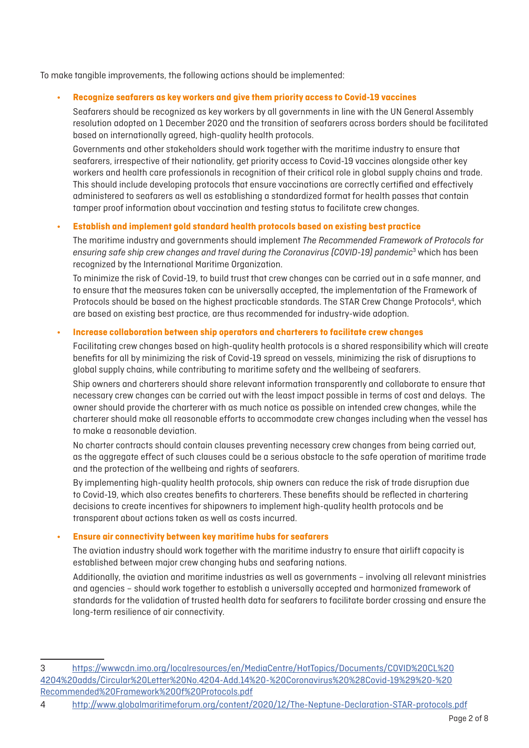To make tangible improvements, the following actions should be implemented:

- **Recognize seafarers as key workers and give them priority access to Covid-19 vaccines**

  Seafarers should be recognized as key workers by all governments in line with the UN General Assembly resolution adopted on 1 December 2020 and the transition of seafarers across borders should be facilitated based on internationally agreed, high-quality health protocols.

  Governments and other stakeholders should work together with the maritime industry to ensure that seafarers, irrespective of their nationality, get priority access to Covid-19 vaccines alongside other key workers and health care professionals in recognition of their critical role in global supply chains and trade. This should include developing protocols that ensure vaccinations are correctly certified and effectively administered to seafarers as well as establishing a standardized format for health passes that contain tamper proof information about vaccination and testing status to facilitate crew changes.

- **Establish and implement gold standard health protocols based on existing best practice**

  The maritime industry and governments should implement *The Recommended Framework of Protocols for ensuring safe ship crew changes and travel during the Coronavirus (COVID-19) pandemic*[3] which has been recognized by the International Maritime Organization.

  To minimize the risk of Covid-19, to build trust that crew changes can be carried out in a safe manner, and to ensure that the measures taken can be universally accepted, the implementation of the Framework of Protocols should be based on the highest practicable standards. The STAR Crew Change Protocols[4], which are based on existing best practice, are thus recommended for industry-wide adoption.

- **Increase collaboration between ship operators and charterers to facilitate crew changes**

  Facilitating crew changes based on high-quality health protocols is a shared responsibility which will create benefits for all by minimizing the risk of Covid-19 spread on vessels, minimizing the risk of disruptions to global supply chains, while contributing to maritime safety and the wellbeing of seafarers.

  Ship owners and charterers should share relevant information transparently and collaborate to ensure that necessary crew changes can be carried out with the least impact possible in terms of cost and delays. The owner should provide the charterer with as much notice as possible on intended crew changes, while the charterer should make all reasonable efforts to accommodate crew changes including when the vessel has to make a reasonable deviation.

  No charter contracts should contain clauses preventing necessary crew changes from being carried out, as the aggregate effect of such clauses could be a serious obstacle to the safe operation of maritime trade and the protection of the wellbeing and rights of seafarers.

  By implementing high-quality health protocols, ship owners can reduce the risk of trade disruption due to Covid-19, which also creates benefits to charterers. These benefits should be reflected in chartering decisions to create incentives for shipowners to implement high-quality health protocols and be transparent about actions taken as well as costs incurred.

- **Ensure air connectivity between key maritime hubs for seafarers**

  The aviation industry should work together with the maritime industry to ensure that airlift capacity is established between major crew changing hubs and seafaring nations.

  Additionally, the aviation and maritime industries as well as governments – involving all relevant ministries and agencies – should work together to establish a universally accepted and harmonized framework of standards for the validation of trusted health data for seafarers to facilitate border crossing and ensure the long-term resilience of air connectivity.

---

3 https://wwwcdn.imo.org/localresources/en/MediaCentre/HotTopics/Documents/COVID%20CL%204204%20adds/Circular%20Letter%20No.4204-Add.14%20-%20Coronavirus%20%28Covid-19%29%20-%20Recommended%20Framework%20of%20Protocols.pdf

4 http://www.globalmaritimeforum.org/content/2020/12/The-Neptune-Declaration-STAR-protocols.pdf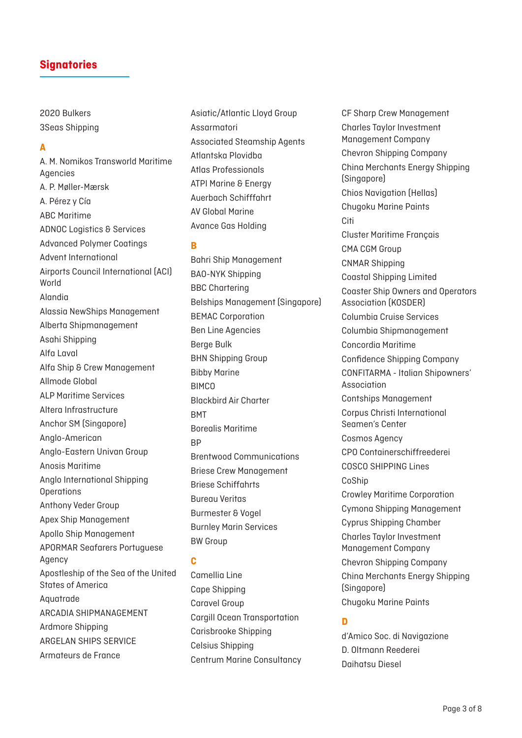## Signatories

2020 Bulkers
3Seas Shipping

### A

A. M. Nomikos Transworld Maritime Agencies
A. P. Møller-Mærsk
A. Pérez y Cía
ABC Maritime
ADNOC Logistics & Services
Advanced Polymer Coatings
Advent International
Airports Council International (ACI) World
Alandia
Alassia NewShips Management
Alberta Shipmanagement
Asahi Shipping
Alfa Laval
Alfa Ship & Crew Management
Allmode Global
ALP Maritime Services
Altera Infrastructure
Anchor SM (Singapore)
Anglo-American
Anglo-Eastern Univan Group
Anosis Maritime
Anglo International Shipping Operations
Anthony Veder Group
Apex Ship Management
Apollo Ship Management
APORMAR Seafarers Portuguese Agency
Apostleship of the Sea of the United States of America
Aquatrade
ARCADIA SHIPMANAGEMENT
Ardmore Shipping
ARGELAN SHIPS SERVICE
Armateurs de France
Asiatic/Atlantic Lloyd Group
Assarmatori
Associated Steamship Agents
Atlantska Plovidba
Atlas Professionals
ATPI Marine & Energy
Auerbach Schifffahrt
AV Global Marine
Avance Gas Holding

### B

Bahri Ship Management
BAO-NYK Shipping
BBC Chartering
Belships Management (Singapore)
BEMAC Corporation
Ben Line Agencies
Berge Bulk
BHN Shipping Group
Bibby Marine
BIMCO
Blackbird Air Charter
BMT
Borealis Maritime
BP
Brentwood Communications
Briese Crew Management
Briese Schiffahrts
Bureau Veritas
Burmester & Vogel
Burnley Marin Services
BW Group

### C

Camellia Line
Cape Shipping
Caravel Group
Cargill Ocean Transportation
Carisbrooke Shipping
Celsius Shipping
Centrum Marine Consultancy
CF Sharp Crew Management
Charles Taylor Investment Management Company
Chevron Shipping Company
China Merchants Energy Shipping (Singapore)
Chios Navigation (Hellas)
Chugoku Marine Paints
Citi
Cluster Maritime Français
CMA CGM Group
CNMAR Shipping
Coastal Shipping Limited
Coaster Ship Owners and Operators Association (KOSDER)
Columbia Cruise Services
Columbia Shipmanagement
Concordia Maritime
Confidence Shipping Company
CONFITARMA - Italian Shipowners' Association
Contships Management
Corpus Christi International Seamen's Center
Cosmos Agency
CPO Containerschiffreederei
COSCO SHIPPING Lines
CoShip
Crowley Maritime Corporation
Cymona Shipping Management
Cyprus Shipping Chamber
Charles Taylor Investment Management Company
Chevron Shipping Company
China Merchants Energy Shipping (Singapore)
Chugoku Marine Paints

### D

d'Amico Soc. di Navigazione
D. Oltmann Reederei
Daihatsu Diesel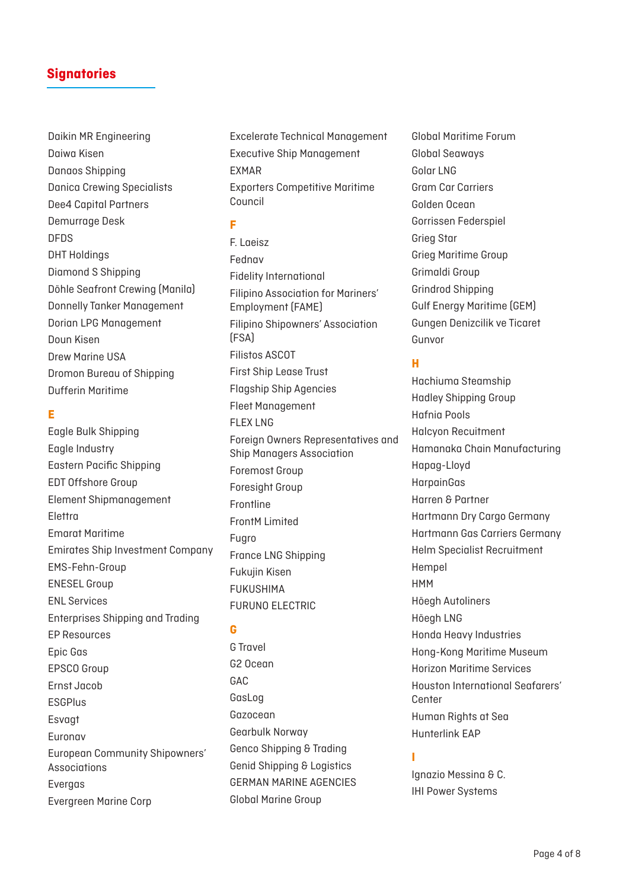## Signatories

Daikin MR Engineering
Daiwa Kisen
Danaos Shipping
Danica Crewing Specialists
Dee4 Capital Partners
Demurrage Desk
DFDS
DHT Holdings
Diamond S Shipping
Döhle Seafront Crewing (Manila)
Donnelly Tanker Management
Dorian LPG Management
Doun Kisen
Drew Marine USA
Dromon Bureau of Shipping
Dufferin Maritime

### E

Eagle Bulk Shipping
Eagle Industry
Eastern Pacific Shipping
EDT Offshore Group
Element Shipmanagement
Elettra
Emarat Maritime
Emirates Ship Investment Company
EMS-Fehn-Group
ENESEL Group
ENL Services
Enterprises Shipping and Trading
EP Resources
Epic Gas
EPSCO Group
Ernst Jacob
ESGPlus
Esvagt
Euronav
European Community Shipowners' Associations
Evergas
Evergreen Marine Corp
Excelerate Technical Management
Executive Ship Management
EXMAR
Exporters Competitive Maritime Council

### F

F. Laeisz
Fednav
Fidelity International
Filipino Association for Mariners' Employment (FAME)
Filipino Shipowners' Association (FSA)
Filistos ASCOT
First Ship Lease Trust
Flagship Ship Agencies
Fleet Management
FLEX LNG
Foreign Owners Representatives and Ship Managers Association
Foremost Group
Foresight Group
Frontline
FrontM Limited
Fugro
France LNG Shipping
Fukujin Kisen
FUKUSHIMA
FURUNO ELECTRIC

### G

G Travel
G2 Ocean
GAC
GasLog
Gazocean
Gearbulk Norway
Genco Shipping & Trading
Genid Shipping & Logistics
GERMAN MARINE AGENCIES
Global Marine Group
Global Maritime Forum
Global Seaways
Golar LNG
Gram Car Carriers
Golden Ocean
Gorrissen Federspiel
Grieg Star
Grieg Maritime Group
Grimaldi Group
Grindrod Shipping
Gulf Energy Maritime (GEM)
Gungen Denizcilik ve Ticaret
Gunvor

### H

Hachiuma Steamship
Hadley Shipping Group
Hafnia Pools
Halcyon Recuitment
Hamanaka Chain Manufacturing
Hapag-Lloyd
HarpainGas
Harren & Partner
Hartmann Dry Cargo Germany
Hartmann Gas Carriers Germany
Helm Specialist Recruitment
Hempel
HMM
Höegh Autoliners
Höegh LNG
Honda Heavy Industries
Hong-Kong Maritime Museum
Horizon Maritime Services
Houston International Seafarers' Center
Human Rights at Sea
Hunterlink EAP

### I

Ignazio Messina & C.
IHI Power Systems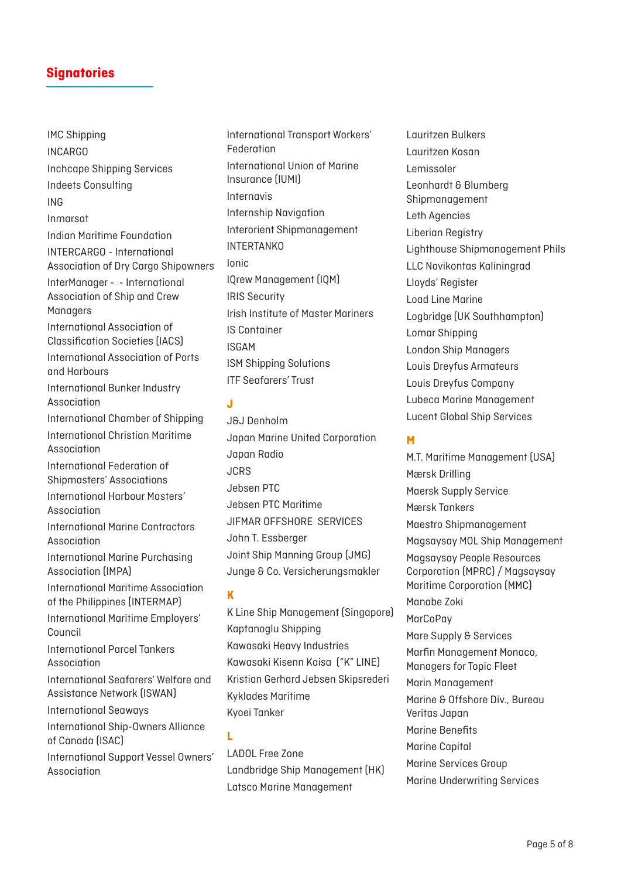## Signatories

IMC Shipping
INCARGO
Inchcape Shipping Services
Indeets Consulting
ING
Inmarsat
Indian Maritime Foundation
INTERCARGO - International Association of Dry Cargo Shipowners
InterManager - - International Association of Ship and Crew Managers
International Association of Classification Societies (IACS)
International Association of Ports and Harbours
International Bunker Industry Association
International Chamber of Shipping
International Christian Maritime Association
International Federation of Shipmasters' Associations
International Harbour Masters' Association
International Marine Contractors Association
International Marine Purchasing Association (IMPA)
International Maritime Association of the Philippines (INTERMAP)
International Maritime Employers' Council
International Parcel Tankers Association
International Seafarers' Welfare and Assistance Network (ISWAN)
International Seaways
International Ship-Owners Alliance of Canada (ISAC)
International Support Vessel Owners' Association
International Transport Workers' Federation
International Union of Marine Insurance (IUMI)
Internavis
Internship Navigation
Interorient Shipmanagement
INTERTANKO
Ionic
IQrew Management (IQM)
IRIS Security
Irish Institute of Master Mariners
IS Container
ISGAM
ISM Shipping Solutions
ITF Seafarers' Trust

**J**

J&J Denholm
Japan Marine United Corporation
Japan Radio
JCRS
Jebsen PTC
Jebsen PTC Maritime
JIFMAR OFFSHORE SERVICES
John T. Essberger
Joint Ship Manning Group (JMG)
Junge & Co. Versicherungsmakler

**K**

K Line Ship Management (Singapore)
Kaptanoglu Shipping
Kawasaki Heavy Industries
Kawasaki Kisenn Kaisa ("K" LINE)
Kristian Gerhard Jebsen Skipsrederi
Kyklades Maritime
Kyoei Tanker

**L**

LADOL Free Zone
Landbridge Ship Management (HK)
Latsco Marine Management
Lauritzen Bulkers
Lauritzen Kosan
Lemissoler
Leonhardt & Blumberg Shipmanagement
Leth Agencies
Liberian Registry
Lighthouse Shipmanagement Phils
LLC Novikontas Kaliningrad
Lloyds' Register
Load Line Marine
Logbridge (UK Southhampton)
Lomar Shipping
London Ship Managers
Louis Dreyfus Armateurs
Louis Dreyfus Company
Lubeca Marine Management
Lucent Global Ship Services

**M**

M.T. Maritime Management (USA)
Mærsk Drilling
Maersk Supply Service
Mærsk Tankers
Maestro Shipmanagement
Magsaysay MOL Ship Management
Magsaysay People Resources Corporation (MPRC) / Magsaysay Maritime Corporation (MMC)
Manabe Zoki
MarCoPay
Mare Supply & Services
Marfin Management Monaco, Managers for Topic Fleet
Marin Management
Marine & Offshore Div., Bureau Veritas Japan
Marine Benefits
Marine Capital
Marine Services Group
Marine Underwriting Services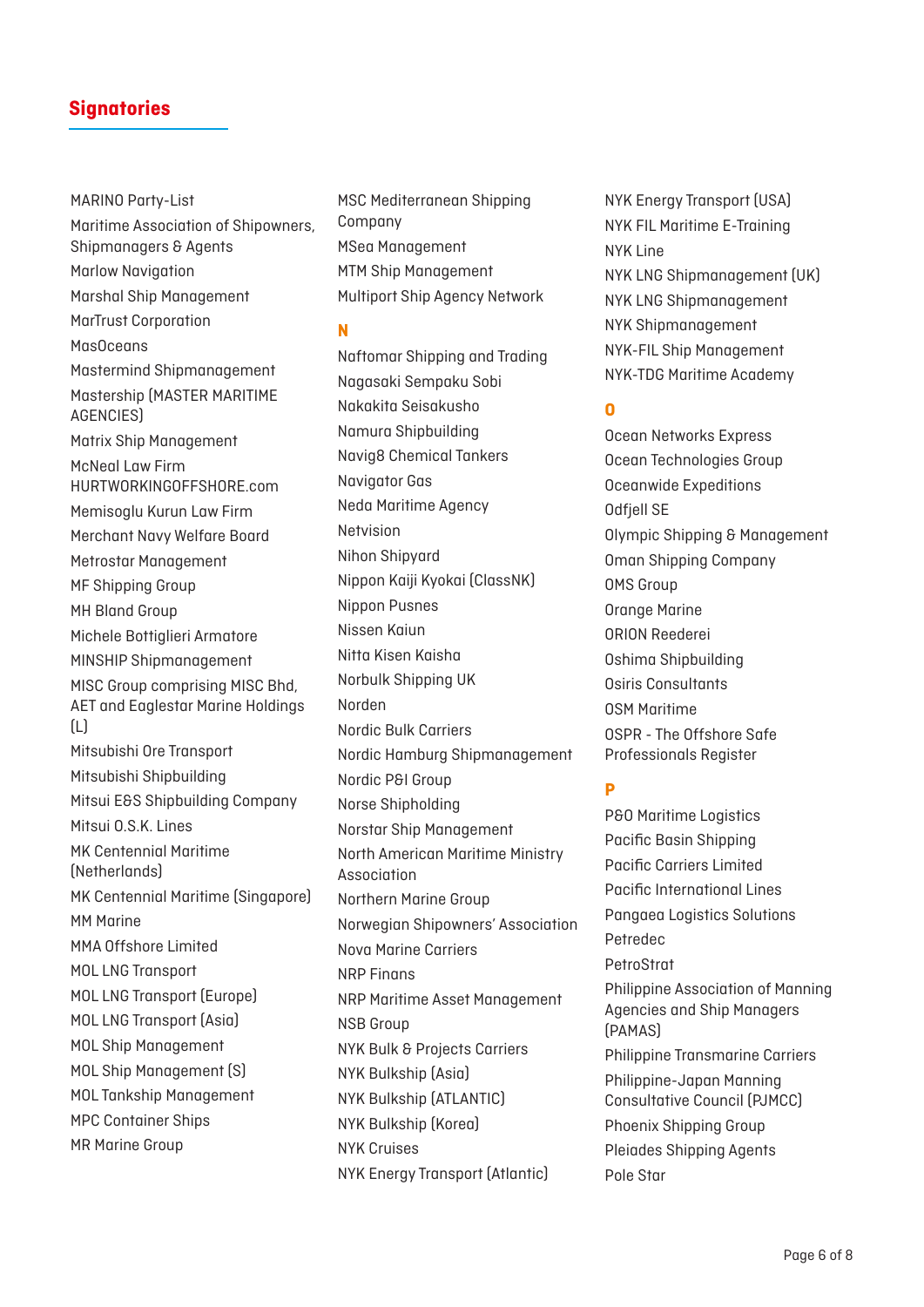## Signatories

MARINO Party-List
Maritime Association of Shipowners, Shipmanagers & Agents
Marlow Navigation
Marshal Ship Management
MarTrust Corporation
MasOceans
Mastermind Shipmanagement
Mastership (MASTER MARITIME AGENCIES)
Matrix Ship Management
McNeal Law Firm HURTWORKINGOFFSHORE.com
Memisoglu Kurun Law Firm
Merchant Navy Welfare Board
Metrostar Management
MF Shipping Group
MH Bland Group
Michele Bottiglieri Armatore
MINSHIP Shipmanagement
MISC Group comprising MISC Bhd, AET and Eaglestar Marine Holdings (L)
Mitsubishi Ore Transport
Mitsubishi Shipbuilding
Mitsui E&S Shipbuilding Company
Mitsui O.S.K. Lines
MK Centennial Maritime (Netherlands)
MK Centennial Maritime (Singapore)
MM Marine
MMA Offshore Limited
MOL LNG Transport
MOL LNG Transport (Europe)
MOL LNG Transport (Asia)
MOL Ship Management
MOL Ship Management (S)
MOL Tankship Management
MPC Container Ships
MR Marine Group
MSC Mediterranean Shipping Company
MSea Management
MTM Ship Management
Multiport Ship Agency Network

### N

Naftomar Shipping and Trading
Nagasaki Sempaku Sobi
Nakakita Seisakusho
Namura Shipbuilding
Navig8 Chemical Tankers
Navigator Gas
Neda Maritime Agency
Netvision
Nihon Shipyard
Nippon Kaiji Kyokai (ClassNK)
Nippon Pusnes
Nissen Kaiun
Nitta Kisen Kaisha
Norbulk Shipping UK
Norden
Nordic Bulk Carriers
Nordic Hamburg Shipmanagement
Nordic P&I Group
Norse Shipholding
Norstar Ship Management
North American Maritime Ministry Association
Northern Marine Group
Norwegian Shipowners' Association
Nova Marine Carriers
NRP Finans
NRP Maritime Asset Management
NSB Group
NYK Bulk & Projects Carriers
NYK Bulkship (Asia)
NYK Bulkship (ATLANTIC)
NYK Bulkship (Korea)
NYK Cruises
NYK Energy Transport (Atlantic)
NYK Energy Transport (USA)
NYK FIL Maritime E-Training
NYK Line
NYK LNG Shipmanagement (UK)
NYK LNG Shipmanagement
NYK Shipmanagement
NYK-FIL Ship Management
NYK-TDG Maritime Academy

### O

Ocean Networks Express
Ocean Technologies Group
Oceanwide Expeditions
Odfjell SE
Olympic Shipping & Management
Oman Shipping Company
OMS Group
Orange Marine
ORION Reederei
Oshima Shipbuilding
Osiris Consultants
OSM Maritime
OSPR - The Offshore Safe Professionals Register

### P

P&O Maritime Logistics
Pacific Basin Shipping
Pacific Carriers Limited
Pacific International Lines
Pangaea Logistics Solutions
Petredec
PetroStrat
Philippine Association of Manning Agencies and Ship Managers (PAMAS)
Philippine Transmarine Carriers
Philippine-Japan Manning Consultative Council (PJMCC)
Phoenix Shipping Group
Pleiades Shipping Agents
Pole Star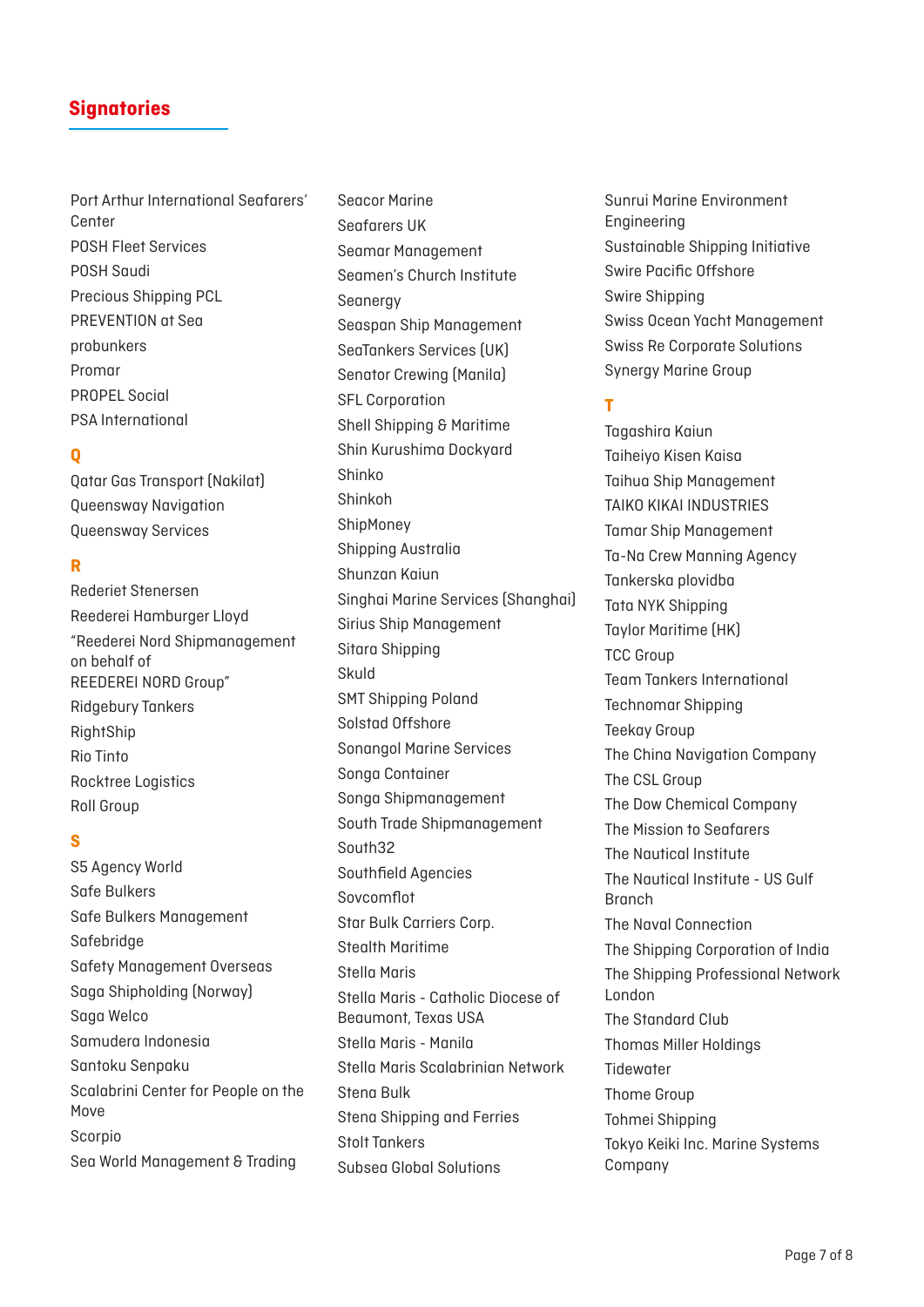## Signatories

Port Arthur International Seafarers' Center
POSH Fleet Services
POSH Saudi
Precious Shipping PCL
PREVENTION at Sea
probunkers
Promar
PROPEL Social
PSA International

**Q**

Qatar Gas Transport (Nakilat)
Queensway Navigation
Queensway Services

**R**

Rederiet Stenersen
Reederei Hamburger Lloyd
"Reederei Nord Shipmanagement on behalf of REEDEREI NORD Group"
Ridgebury Tankers
RightShip
Rio Tinto
Rocktree Logistics
Roll Group

**S**

S5 Agency World
Safe Bulkers
Safe Bulkers Management
Safebridge
Safety Management Overseas
Saga Shipholding (Norway)
Saga Welco
Samudera Indonesia
Santoku Senpaku
Scalabrini Center for People on the Move
Scorpio
Sea World Management & Trading
Seacor Marine
Seafarers UK
Seamar Management
Seamen's Church Institute
Seanergy
Seaspan Ship Management
SeaTankers Services (UK)
Senator Crewing (Manila)
SFL Corporation
Shell Shipping & Maritime
Shin Kurushima Dockyard
Shinko
Shinkoh
ShipMoney
Shipping Australia
Shunzan Kaiun
Singhai Marine Services (Shanghai)
Sirius Ship Management
Sitara Shipping
Skuld
SMT Shipping Poland
Solstad Offshore
Sonangol Marine Services
Songa Container
Songa Shipmanagement
South Trade Shipmanagement
South32
Southfield Agencies
Sovcomflot
Star Bulk Carriers Corp.
Stealth Maritime
Stella Maris
Stella Maris - Catholic Diocese of Beaumont, Texas USA
Stella Maris - Manila
Stella Maris Scalabrinian Network
Stena Bulk
Stena Shipping and Ferries
Stolt Tankers
Subsea Global Solutions
Sunrui Marine Environment Engineering
Sustainable Shipping Initiative
Swire Pacific Offshore
Swire Shipping
Swiss Ocean Yacht Management
Swiss Re Corporate Solutions
Synergy Marine Group

**T**

Tagashira Kaiun
Taiheiyo Kisen Kaisa
Taihua Ship Management
TAIKO KIKAI INDUSTRIES
Tamar Ship Management
Ta-Na Crew Manning Agency
Tankerska plovidba
Tata NYK Shipping
Taylor Maritime (HK)
TCC Group
Team Tankers International
Technomar Shipping
Teekay Group
The China Navigation Company
The CSL Group
The Dow Chemical Company
The Mission to Seafarers
The Nautical Institute
The Nautical Institute - US Gulf Branch
The Naval Connection
The Shipping Corporation of India
The Shipping Professional Network London
The Standard Club
Thomas Miller Holdings
Tidewater
Thome Group
Tohmei Shipping
Tokyo Keiki Inc. Marine Systems Company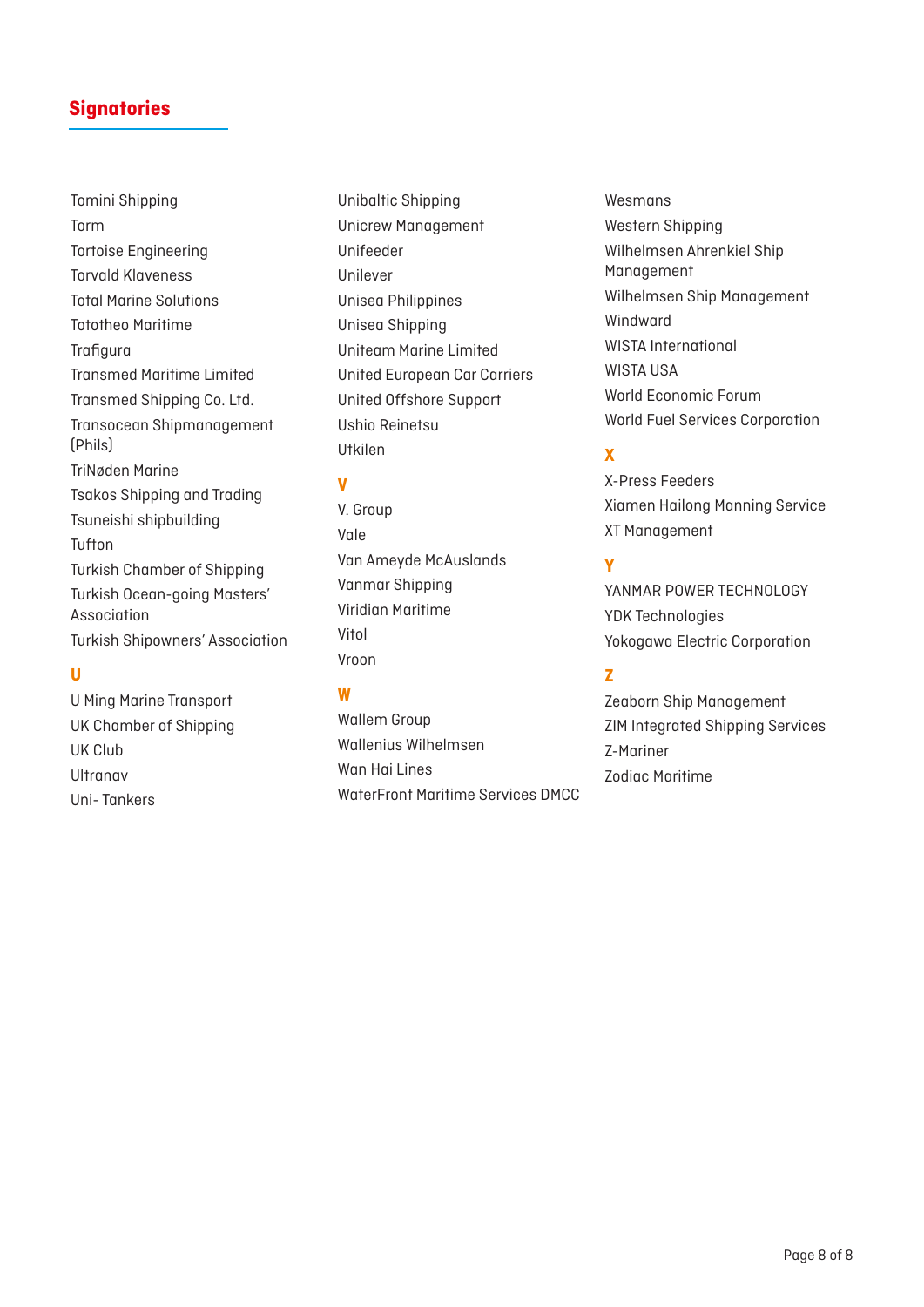## Signatories

Tomini Shipping
Torm
Tortoise Engineering
Torvald Klaveness
Total Marine Solutions
Tototheo Maritime
Trafigura
Transmed Maritime Limited
Transmed Shipping Co. Ltd.
Transocean Shipmanagement (Phils)
TriNøden Marine
Tsakos Shipping and Trading
Tsuneishi shipbuilding
Tufton
Turkish Chamber of Shipping
Turkish Ocean-going Masters' Association
Turkish Shipowners' Association

### U

U Ming Marine Transport
UK Chamber of Shipping
UK Club
Ultranav
Uni- Tankers
Unibaltic Shipping
Unicrew Management
Unifeeder
Unilever
Unisea Philippines
Unisea Shipping
Uniteam Marine Limited
United European Car Carriers
United Offshore Support
Ushio Reinetsu
Utkilen

### V

V. Group
Vale
Van Ameyde McAuslands
Vanmar Shipping
Viridian Maritime
Vitol
Vroon

### W

Wallem Group
Wallenius Wilhelmsen
Wan Hai Lines
WaterFront Maritime Services DMCC
Wesmans
Western Shipping
Wilhelmsen Ahrenkiel Ship Management
Wilhelmsen Ship Management
Windward
WISTA International
WISTA USA
World Economic Forum
World Fuel Services Corporation

### X

X-Press Feeders
Xiamen Hailong Manning Service
XT Management

### Y

YANMAR POWER TECHNOLOGY
YDK Technologies
Yokogawa Electric Corporation

### Z

Zeaborn Ship Management
ZIM Integrated Shipping Services
Z-Mariner
Zodiac Maritime